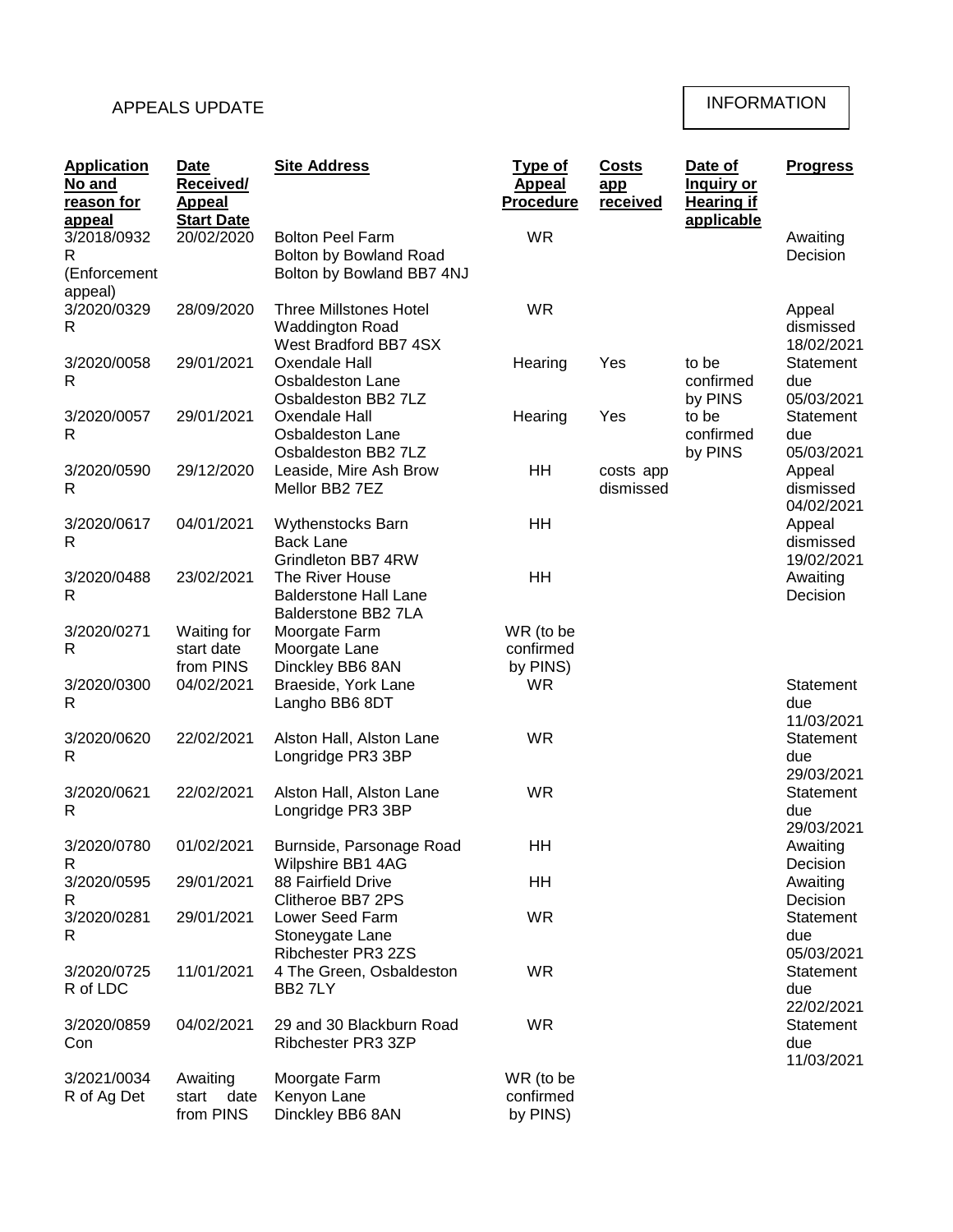APPEALS UPDATE

INFORMATION

| Application No and reason for appeal | Date Received/ Appeal Start Date | Site Address | Type of Appeal Procedure | Costs app received | Date of Inquiry or Hearing if applicable | Progress |
|---|---|---|---|---|---|---|
| 3/2018/0932 R (Enforcement appeal) | 20/02/2020 | Bolton Peel Farm Bolton by Bowland Road Bolton by Bowland BB7 4NJ | WR | | | Awaiting Decision |
| 3/2020/0329 R | 28/09/2020 | Three Millstones Hotel Waddington Road West Bradford BB7 4SX | WR | | | Appeal dismissed 18/02/2021 |
| 3/2020/0058 R | 29/01/2021 | Oxendale Hall Osbaldeston Lane Osbaldeston BB2 7LZ | Hearing | Yes | to be confirmed by PINS | Statement due 05/03/2021 |
| 3/2020/0057 R | 29/01/2021 | Oxendale Hall Osbaldeston Lane Osbaldeston BB2 7LZ | Hearing | Yes | to be confirmed by PINS | Statement due 05/03/2021 |
| 3/2020/0590 R | 29/12/2020 | Leaside, Mire Ash Brow Mellor BB2 7EZ | HH | costs app dismissed | | Appeal dismissed 04/02/2021 |
| 3/2020/0617 R | 04/01/2021 | Wythenstocks Barn Back Lane Grindleton BB7 4RW | HH | | | Appeal dismissed 19/02/2021 |
| 3/2020/0488 R | 23/02/2021 | The River House Balderstone Hall Lane Balderstone BB2 7LA | HH | | | Awaiting Decision |
| 3/2020/0271 R | Waiting for start date from PINS | Moorgate Farm Moorgate Lane Dinckley BB6 8AN | WR (to be confirmed by PINS) | | | |
| 3/2020/0300 R | 04/02/2021 | Braeside, York Lane Langho BB6 8DT | WR | | | Statement due 11/03/2021 |
| 3/2020/0620 R | 22/02/2021 | Alston Hall, Alston Lane Longridge PR3 3BP | WR | | | Statement due 29/03/2021 |
| 3/2020/0621 R | 22/02/2021 | Alston Hall, Alston Lane Longridge PR3 3BP | WR | | | Statement due 29/03/2021 |
| 3/2020/0780 R | 01/02/2021 | Burnside, Parsonage Road Wilpshire BB1 4AG | HH | | | Awaiting Decision |
| 3/2020/0595 R | 29/01/2021 | 88 Fairfield Drive Clitheroe BB7 2PS | HH | | | Awaiting Decision |
| 3/2020/0281 R | 29/01/2021 | Lower Seed Farm Stoneygate Lane Ribchester PR3 2ZS | WR | | | Statement due 05/03/2021 |
| 3/2020/0725 R of LDC | 11/01/2021 | 4 The Green, Osbaldeston BB2 7LY | WR | | | Statement due 22/02/2021 |
| 3/2020/0859 Con | 04/02/2021 | 29 and 30 Blackburn Road Ribchester PR3 3ZP | WR | | | Statement due 11/03/2021 |
| 3/2021/0034 R of Ag Det | Awaiting start date from PINS | Moorgate Farm Kenyon Lane Dinckley BB6 8AN | WR (to be confirmed by PINS) | | | |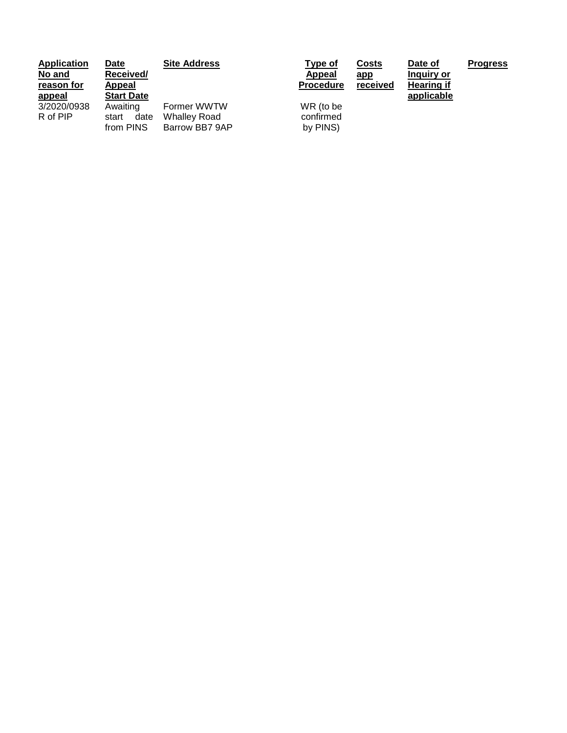| Application No and reason for appeal | Date Received/ Appeal Start Date | Site Address | Type of Appeal Procedure | Costs app received | Date of Inquiry or Hearing if applicable | Progress |
|---|---|---|---|---|---|---|
| 3/2020/0938 R of PIP | Awaiting start date from PINS | Former WWTW Whalley Road Barrow BB7 9AP | WR (to be confirmed by PINS) | | | |